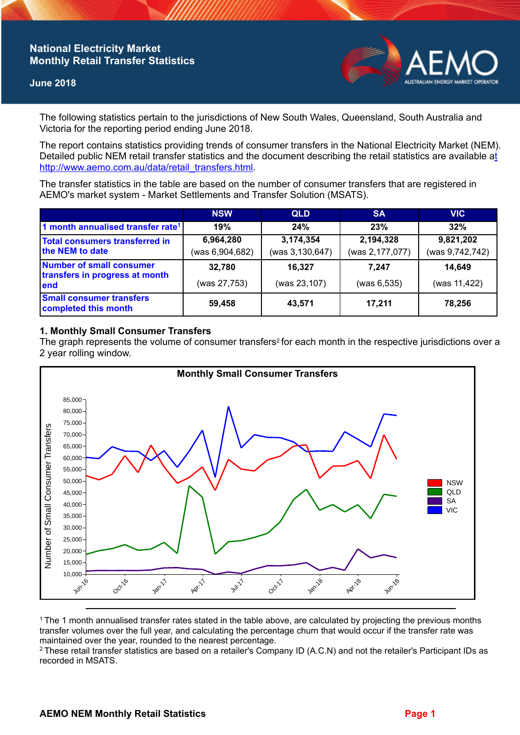# National Electricity Market Monthly Retail Transfer Statistics

**June 2018**

The following statistics pertain to the jurisdictions of New South Wales, Queensland, South Australia and Victoria for the reporting period ending June 2018.

The report contains statistics providing trends of consumer transfers in the National Electricity Market (NEM). Detailed public NEM retail transfer statistics and the document describing the retail statistics are available at http://www.aemo.com.au/data/retail_transfers.html.

The transfer statistics in the table are based on the number of consumer transfers that are registered in AEMO's market system - Market Settlements and Transfer Solution (MSATS).

| | NSW | QLD | SA | VIC |
|---|---|---|---|---|
| **1 month annualised transfer rate[1]** | **19%** | **24%** | **23%** | **32%** |
| **Total consumers transferred in the NEM to date** | **6,964,280** (was 6,904,682) | **3,174,354** (was 3,130,647) | **2,194,328** (was 2,177,077) | **9,821,202** (was 9,742,742) |
| **Number of small consumer transfers in progress at month end** | **32,780** (was 27,753) | **16,327** (was 23,107) | **7,247** (was 6,535) | **14,649** (was 11,422) |
| **Small consumer transfers completed this month** | **59,458** | **43,571** | **17,211** | **78,256** |

## 1. Monthly Small Consumer Transfers

The graph represents the volume of consumer transfers[2] for each month in the respective jurisdictions over a 2 year rolling window.

**Monthly Small Consumer Transfers**

[1] The 1 month annualised transfer rates stated in the table above, are calculated by projecting the previous months transfer volumes over the full year, and calculating the percentage churn that would occur if the transfer rate was maintained over the year, rounded to the nearest percentage.

[2] These retail transfer statistics are based on a retailer's Company ID (A.C.N) and not the retailer's Participant IDs as recorded in MSATS.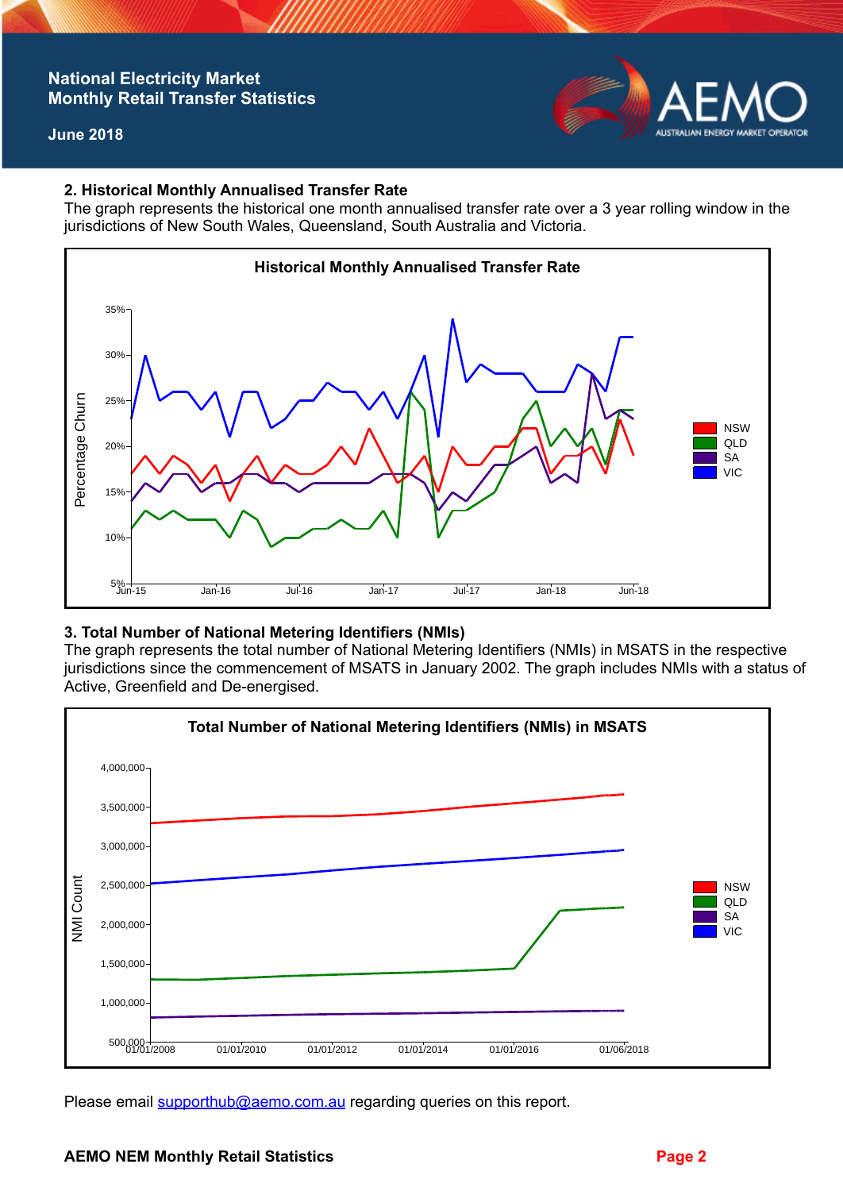National Electricity Market
Monthly Retail Transfer Statistics

June 2018

## 2. Historical Monthly Annualised Transfer Rate

The graph represents the historical one month annualised transfer rate over a 3 year rolling window in the jurisdictions of New South Wales, Queensland, South Australia and Victoria.

Historical Monthly Annualised Transfer Rate

Percentage Churn

35%
30%
25%
20%
15%
10%
5%

Jun-15
Jan-16
Jul-16
Jan-17
Jul-17
Jan-18
Jun-18

NSW
QLD
SA
VIC

## 3. Total Number of National Metering Identifiers (NMIs)

The graph represents the total number of National Metering Identifiers (NMIs) in MSATS in the respective jurisdictions since the commencement of MSATS in January 2002. The graph includes NMIs with a status of Active, Greenfield and De-energised.

Total Number of National Metering Identifiers (NMIs) in MSATS

NMI Count

4,000,000
3,500,000
3,000,000
2,500,000
2,000,000
1,500,000
1,000,000
500,000

01/01/2008
01/01/2010
01/01/2012
01/01/2014
01/01/2016
01/06/2018

NSW
QLD
SA
VIC

Please email supporthub@aemo.com.au regarding queries on this report.